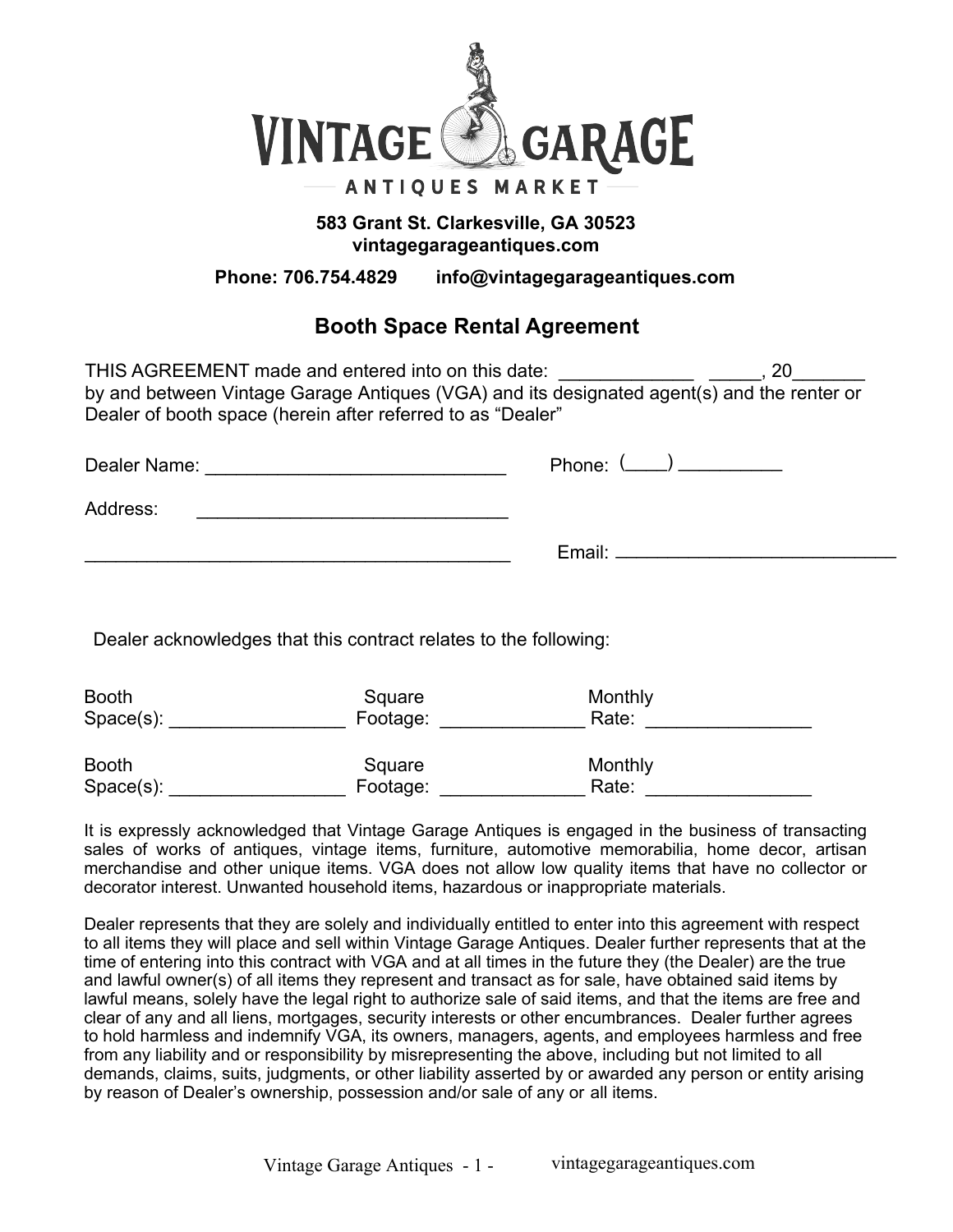# VINTAGE GARAGE

ANTIQUES MARKET

**583 Grant St. Clarkesville, GA 30523**
**vintagegarageantiques.com**

**Phone: 706.754.4829 info@vintagegarageantiques.com**

## Booth Space Rental Agreement

THIS AGREEMENT made and entered into on this date: _____________ _____, 20_______ by and between Vintage Garage Antiques (VGA) and its designated agent(s) and the renter or Dealer of booth space (herein after referred to as "Dealer"

Dealer Name: _____________________________ Phone: (____) __________

Address: ______________________________

__________________________________________ Email: ____________________________

Dealer acknowledges that this contract relates to the following:

| Booth Space(s): | Square Footage: | Monthly Rate: |
|---|---|---|
| _________________ | ______________ | ________________ |
| _________________ | ______________ | ________________ |

It is expressly acknowledged that Vintage Garage Antiques is engaged in the business of transacting sales of works of antiques, vintage items, furniture, automotive memorabilia, home decor, artisan merchandise and other unique items. VGA does not allow low quality items that have no collector or decorator interest. Unwanted household items, hazardous or inappropriate materials.

Dealer represents that they are solely and individually entitled to enter into this agreement with respect to all items they will place and sell within Vintage Garage Antiques. Dealer further represents that at the time of entering into this contract with VGA and at all times in the future they (the Dealer) are the true and lawful owner(s) of all items they represent and transact as for sale, have obtained said items by lawful means, solely have the legal right to authorize sale of said items, and that the items are free and clear of any and all liens, mortgages, security interests or other encumbrances. Dealer further agrees to hold harmless and indemnify VGA, its owners, managers, agents, and employees harmless and free from any liability and or responsibility by misrepresenting the above, including but not limited to all demands, claims, suits, judgments, or other liability asserted by or awarded any person or entity arising by reason of Dealer's ownership, possession and/or sale of any or all items.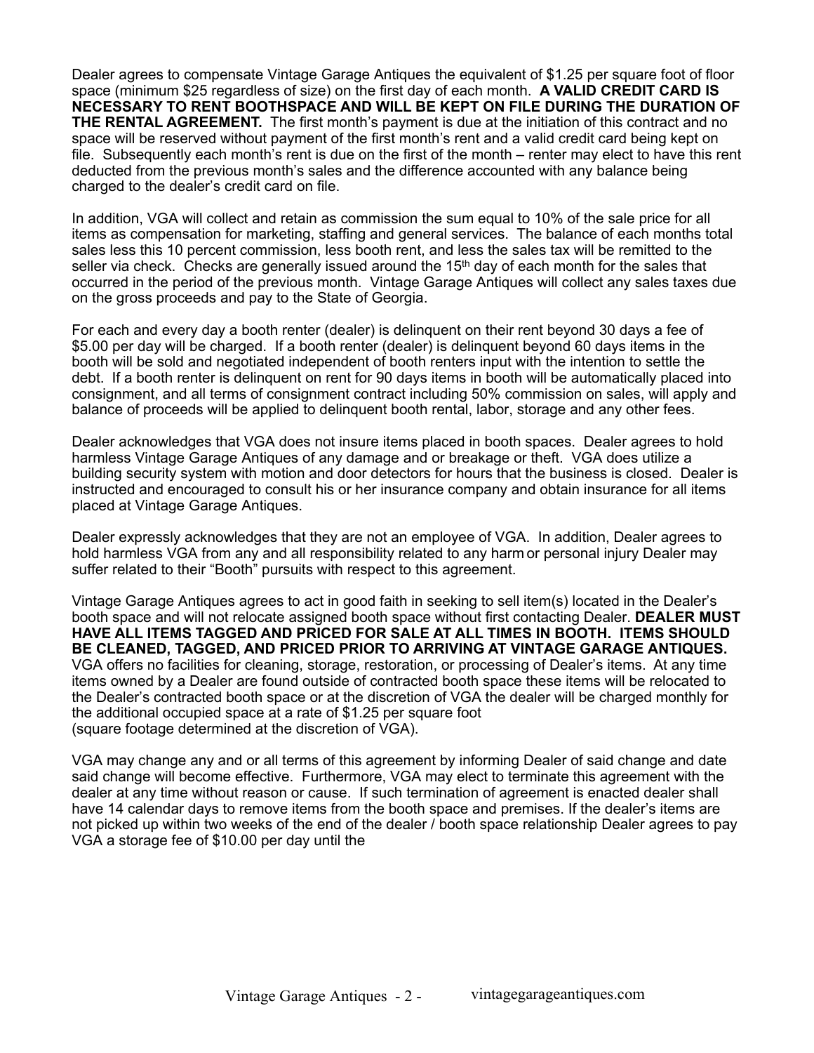Dealer agrees to compensate Vintage Garage Antiques the equivalent of $1.25 per square foot of floor space (minimum $25 regardless of size) on the first day of each month. **A VALID CREDIT CARD IS NECESSARY TO RENT BOOTHSPACE AND WILL BE KEPT ON FILE DURING THE DURATION OF THE RENTAL AGREEMENT.** The first month's payment is due at the initiation of this contract and no space will be reserved without payment of the first month's rent and a valid credit card being kept on file. Subsequently each month's rent is due on the first of the month – renter may elect to have this rent deducted from the previous month's sales and the difference accounted with any balance being charged to the dealer's credit card on file.

In addition, VGA will collect and retain as commission the sum equal to 10% of the sale price for all items as compensation for marketing, staffing and general services. The balance of each months total sales less this 10 percent commission, less booth rent, and less the sales tax will be remitted to the seller via check. Checks are generally issued around the 15th day of each month for the sales that occurred in the period of the previous month. Vintage Garage Antiques will collect any sales taxes due on the gross proceeds and pay to the State of Georgia.

For each and every day a booth renter (dealer) is delinquent on their rent beyond 30 days a fee of $5.00 per day will be charged. If a booth renter (dealer) is delinquent beyond 60 days items in the booth will be sold and negotiated independent of booth renters input with the intention to settle the debt. If a booth renter is delinquent on rent for 90 days items in booth will be automatically placed into consignment, and all terms of consignment contract including 50% commission on sales, will apply and balance of proceeds will be applied to delinquent booth rental, labor, storage and any other fees.

Dealer acknowledges that VGA does not insure items placed in booth spaces. Dealer agrees to hold harmless Vintage Garage Antiques of any damage and or breakage or theft. VGA does utilize a building security system with motion and door detectors for hours that the business is closed. Dealer is instructed and encouraged to consult his or her insurance company and obtain insurance for all items placed at Vintage Garage Antiques.

Dealer expressly acknowledges that they are not an employee of VGA. In addition, Dealer agrees to hold harmless VGA from any and all responsibility related to any harm or personal injury Dealer may suffer related to their "Booth" pursuits with respect to this agreement.

Vintage Garage Antiques agrees to act in good faith in seeking to sell item(s) located in the Dealer's booth space and will not relocate assigned booth space without first contacting Dealer. **DEALER MUST HAVE ALL ITEMS TAGGED AND PRICED FOR SALE AT ALL TIMES IN BOOTH. ITEMS SHOULD BE CLEANED, TAGGED, AND PRICED PRIOR TO ARRIVING AT VINTAGE GARAGE ANTIQUES.** VGA offers no facilities for cleaning, storage, restoration, or processing of Dealer's items. At any time items owned by a Dealer are found outside of contracted booth space these items will be relocated to the Dealer's contracted booth space or at the discretion of VGA the dealer will be charged monthly for the additional occupied space at a rate of $1.25 per square foot
(square footage determined at the discretion of VGA).

VGA may change any and or all terms of this agreement by informing Dealer of said change and date said change will become effective. Furthermore, VGA may elect to terminate this agreement with the dealer at any time without reason or cause. If such termination of agreement is enacted dealer shall have 14 calendar days to remove items from the booth space and premises. If the dealer's items are not picked up within two weeks of the end of the dealer / booth space relationship Dealer agrees to pay VGA a storage fee of $10.00 per day until the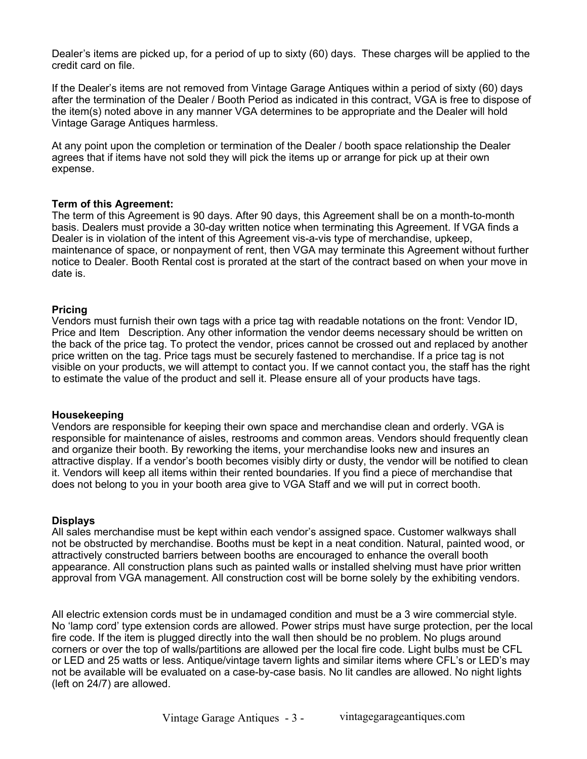Dealer's items are picked up, for a period of up to sixty (60) days. These charges will be applied to the credit card on file.

If the Dealer's items are not removed from Vintage Garage Antiques within a period of sixty (60) days after the termination of the Dealer / Booth Period as indicated in this contract, VGA is free to dispose of the item(s) noted above in any manner VGA determines to be appropriate and the Dealer will hold Vintage Garage Antiques harmless.

At any point upon the completion or termination of the Dealer / booth space relationship the Dealer agrees that if items have not sold they will pick the items up or arrange for pick up at their own expense.

**Term of this Agreement:**

The term of this Agreement is 90 days. After 90 days, this Agreement shall be on a month-to-month basis. Dealers must provide a 30-day written notice when terminating this Agreement. If VGA finds a Dealer is in violation of the intent of this Agreement vis-a-vis type of merchandise, upkeep, maintenance of space, or nonpayment of rent, then VGA may terminate this Agreement without further notice to Dealer. Booth Rental cost is prorated at the start of the contract based on when your move in date is.

**Pricing**

Vendors must furnish their own tags with a price tag with readable notations on the front: Vendor ID, Price and Item Description. Any other information the vendor deems necessary should be written on the back of the price tag. To protect the vendor, prices cannot be crossed out and replaced by another price written on the tag. Price tags must be securely fastened to merchandise. If a price tag is not visible on your products, we will attempt to contact you. If we cannot contact you, the staff has the right to estimate the value of the product and sell it. Please ensure all of your products have tags.

**Housekeeping**

Vendors are responsible for keeping their own space and merchandise clean and orderly. VGA is responsible for maintenance of aisles, restrooms and common areas. Vendors should frequently clean and organize their booth. By reworking the items, your merchandise looks new and insures an attractive display. If a vendor's booth becomes visibly dirty or dusty, the vendor will be notified to clean it. Vendors will keep all items within their rented boundaries. If you find a piece of merchandise that does not belong to you in your booth area give to VGA Staff and we will put in correct booth.

**Displays**

All sales merchandise must be kept within each vendor's assigned space. Customer walkways shall not be obstructed by merchandise. Booths must be kept in a neat condition. Natural, painted wood, or attractively constructed barriers between booths are encouraged to enhance the overall booth appearance. All construction plans such as painted walls or installed shelving must have prior written approval from VGA management. All construction cost will be borne solely by the exhibiting vendors.

All electric extension cords must be in undamaged condition and must be a 3 wire commercial style. No 'lamp cord' type extension cords are allowed. Power strips must have surge protection, per the local fire code. If the item is plugged directly into the wall then should be no problem. No plugs around corners or over the top of walls/partitions are allowed per the local fire code. Light bulbs must be CFL or LED and 25 watts or less. Antique/vintage tavern lights and similar items where CFL's or LED's may not be available will be evaluated on a case-by-case basis. No lit candles are allowed. No night lights (left on 24/7) are allowed.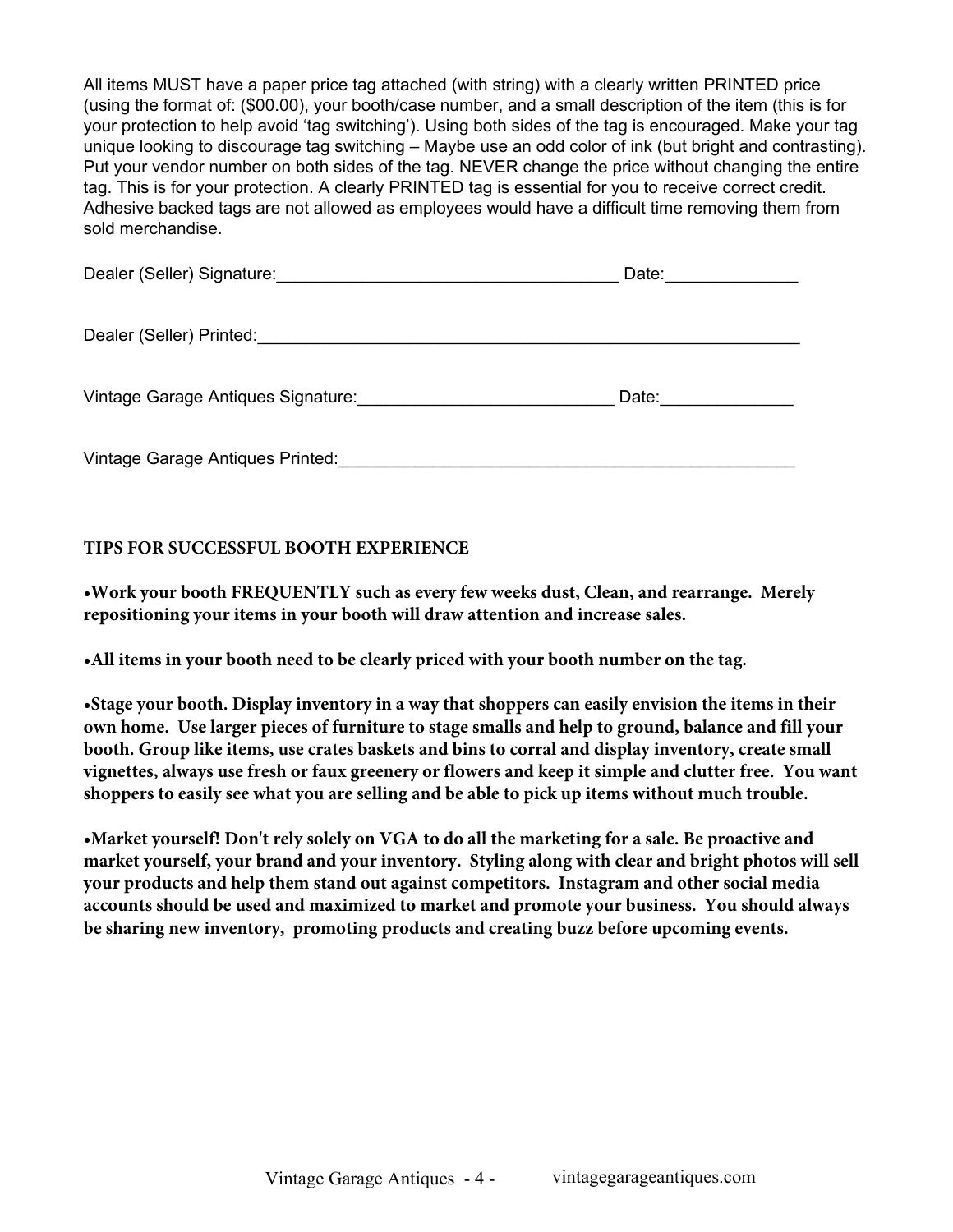All items MUST have a paper price tag attached (with string) with a clearly written PRINTED price (using the format of: ($00.00), your booth/case number, and a small description of the item (this is for your protection to help avoid 'tag switching'). Using both sides of the tag is encouraged. Make your tag unique looking to discourage tag switching – Maybe use an odd color of ink (but bright and contrasting). Put your vendor number on both sides of the tag. NEVER change the price without changing the entire tag. This is for your protection. A clearly PRINTED tag is essential for you to receive correct credit. Adhesive backed tags are not allowed as employees would have a difficult time removing them from sold merchandise.

Dealer (Seller) Signature:_____________________________________ Date:______________

Dealer (Seller) Printed:___________________________________________________________

Vintage Garage Antiques Signature:___________________________ Date:______________

Vintage Garage Antiques Printed:_______________________________________________

**TIPS FOR SUCCESSFUL BOOTH EXPERIENCE**

- **Work your booth FREQUENTLY such as every few weeks dust, Clean, and rearrange. Merely repositioning your items in your booth will draw attention and increase sales.**

- **All items in your booth need to be clearly priced with your booth number on the tag.**

- **Stage your booth. Display inventory in a way that shoppers can easily envision the items in their own home. Use larger pieces of furniture to stage smalls and help to ground, balance and fill your booth. Group like items, use crates baskets and bins to corral and display inventory, create small vignettes, always use fresh or faux greenery or flowers and keep it simple and clutter free. You want shoppers to easily see what you are selling and be able to pick up items without much trouble.**

- **Market yourself! Don't rely solely on VGA to do all the marketing for a sale. Be proactive and market yourself, your brand and your inventory. Styling along with clear and bright photos will sell your products and help them stand out against competitors. Instagram and other social media accounts should be used and maximized to market and promote your business. You should always be sharing new inventory, promoting products and creating buzz before upcoming events.**